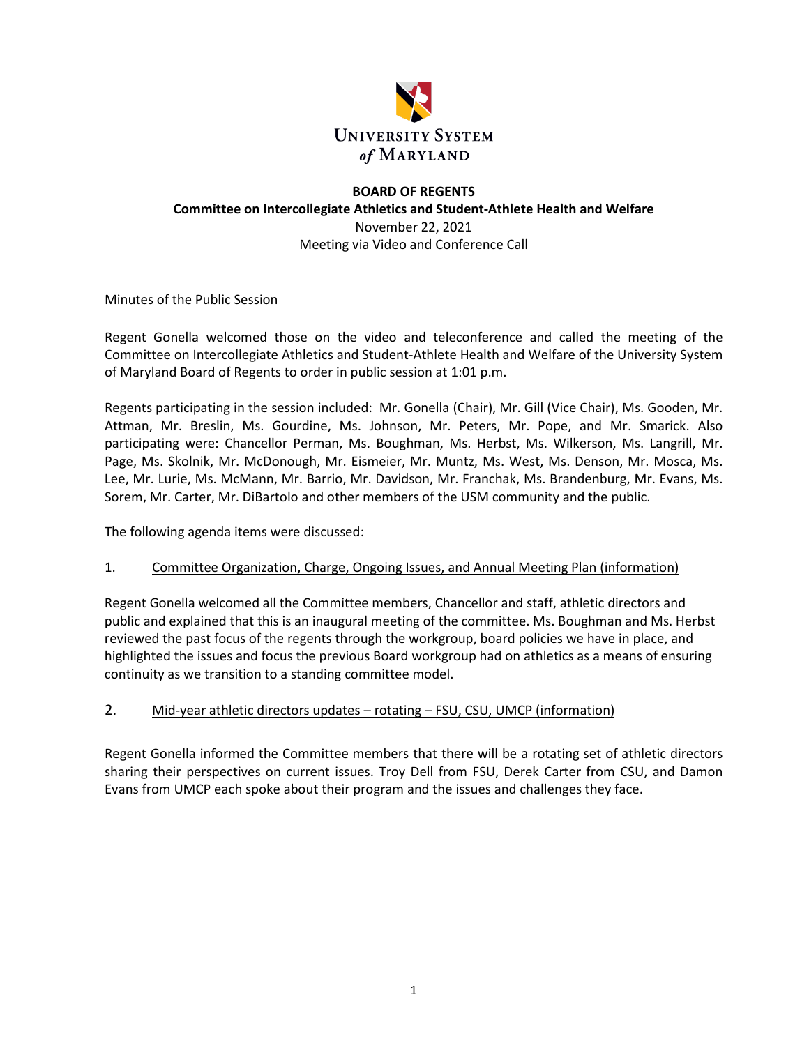University System of Maryland

**BOARD OF REGENTS**
**Committee on Intercollegiate Athletics and Student-Athlete Health and Welfare**
November 22, 2021
Meeting via Video and Conference Call

Minutes of the Public Session

Regent Gonella welcomed those on the video and teleconference and called the meeting of the Committee on Intercollegiate Athletics and Student-Athlete Health and Welfare of the University System of Maryland Board of Regents to order in public session at 1:01 p.m.

Regents participating in the session included: Mr. Gonella (Chair), Mr. Gill (Vice Chair), Ms. Gooden, Mr. Attman, Mr. Breslin, Ms. Gourdine, Ms. Johnson, Mr. Peters, Mr. Pope, and Mr. Smarick. Also participating were: Chancellor Perman, Ms. Boughman, Ms. Herbst, Ms. Wilkerson, Ms. Langrill, Mr. Page, Ms. Skolnik, Mr. McDonough, Mr. Eismeier, Mr. Muntz, Ms. West, Ms. Denson, Mr. Mosca, Ms. Lee, Mr. Lurie, Ms. McMann, Mr. Barrio, Mr. Davidson, Mr. Franchak, Ms. Brandenburg, Mr. Evans, Ms. Sorem, Mr. Carter, Mr. DiBartolo and other members of the USM community and the public.

The following agenda items were discussed:

1. Committee Organization, Charge, Ongoing Issues, and Annual Meeting Plan (information)

Regent Gonella welcomed all the Committee members, Chancellor and staff, athletic directors and public and explained that this is an inaugural meeting of the committee. Ms. Boughman and Ms. Herbst reviewed the past focus of the regents through the workgroup, board policies we have in place, and highlighted the issues and focus the previous Board workgroup had on athletics as a means of ensuring continuity as we transition to a standing committee model.

2. Mid-year athletic directors updates – rotating – FSU, CSU, UMCP (information)

Regent Gonella informed the Committee members that there will be a rotating set of athletic directors sharing their perspectives on current issues. Troy Dell from FSU, Derek Carter from CSU, and Damon Evans from UMCP each spoke about their program and the issues and challenges they face.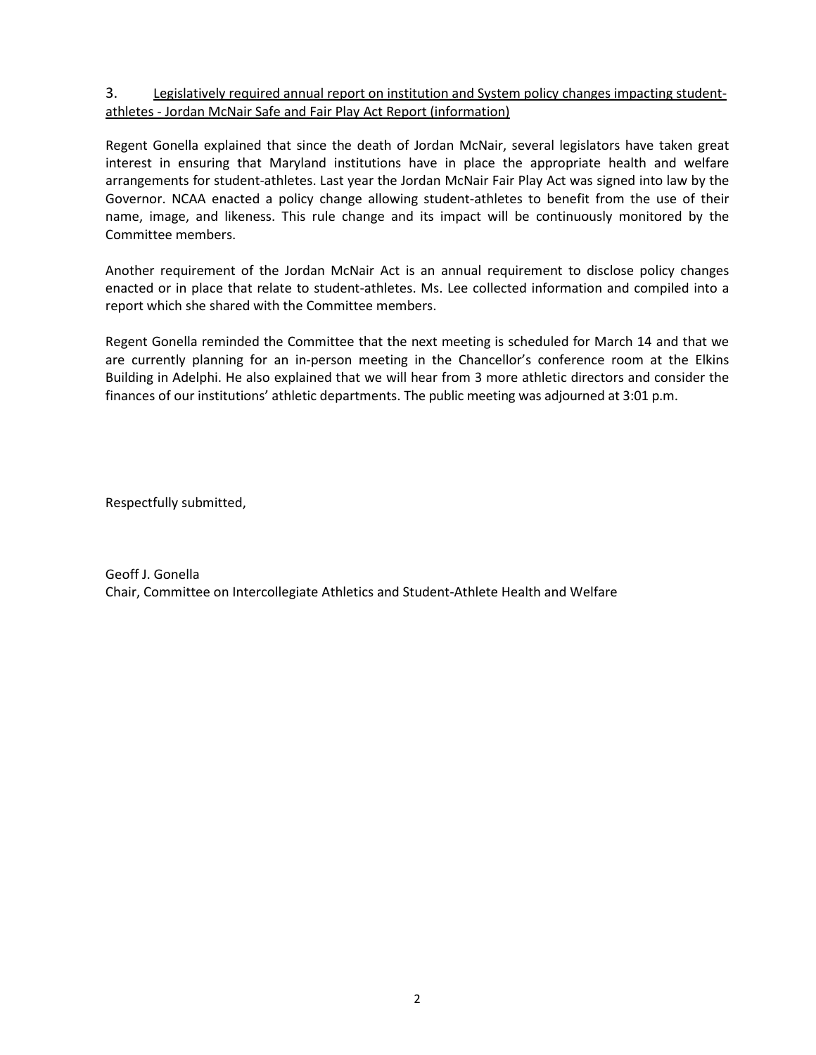3. <u>Legislatively required annual report on institution and System policy changes impacting student-athletes - Jordan McNair Safe and Fair Play Act Report (information)</u>

Regent Gonella explained that since the death of Jordan McNair, several legislators have taken great interest in ensuring that Maryland institutions have in place the appropriate health and welfare arrangements for student-athletes. Last year the Jordan McNair Fair Play Act was signed into law by the Governor. NCAA enacted a policy change allowing student-athletes to benefit from the use of their name, image, and likeness. This rule change and its impact will be continuously monitored by the Committee members.

Another requirement of the Jordan McNair Act is an annual requirement to disclose policy changes enacted or in place that relate to student-athletes. Ms. Lee collected information and compiled into a report which she shared with the Committee members.

Regent Gonella reminded the Committee that the next meeting is scheduled for March 14 and that we are currently planning for an in-person meeting in the Chancellor's conference room at the Elkins Building in Adelphi. He also explained that we will hear from 3 more athletic directors and consider the finances of our institutions' athletic departments. The public meeting was adjourned at 3:01 p.m.

Respectfully submitted,

Geoff J. Gonella
Chair, Committee on Intercollegiate Athletics and Student-Athlete Health and Welfare